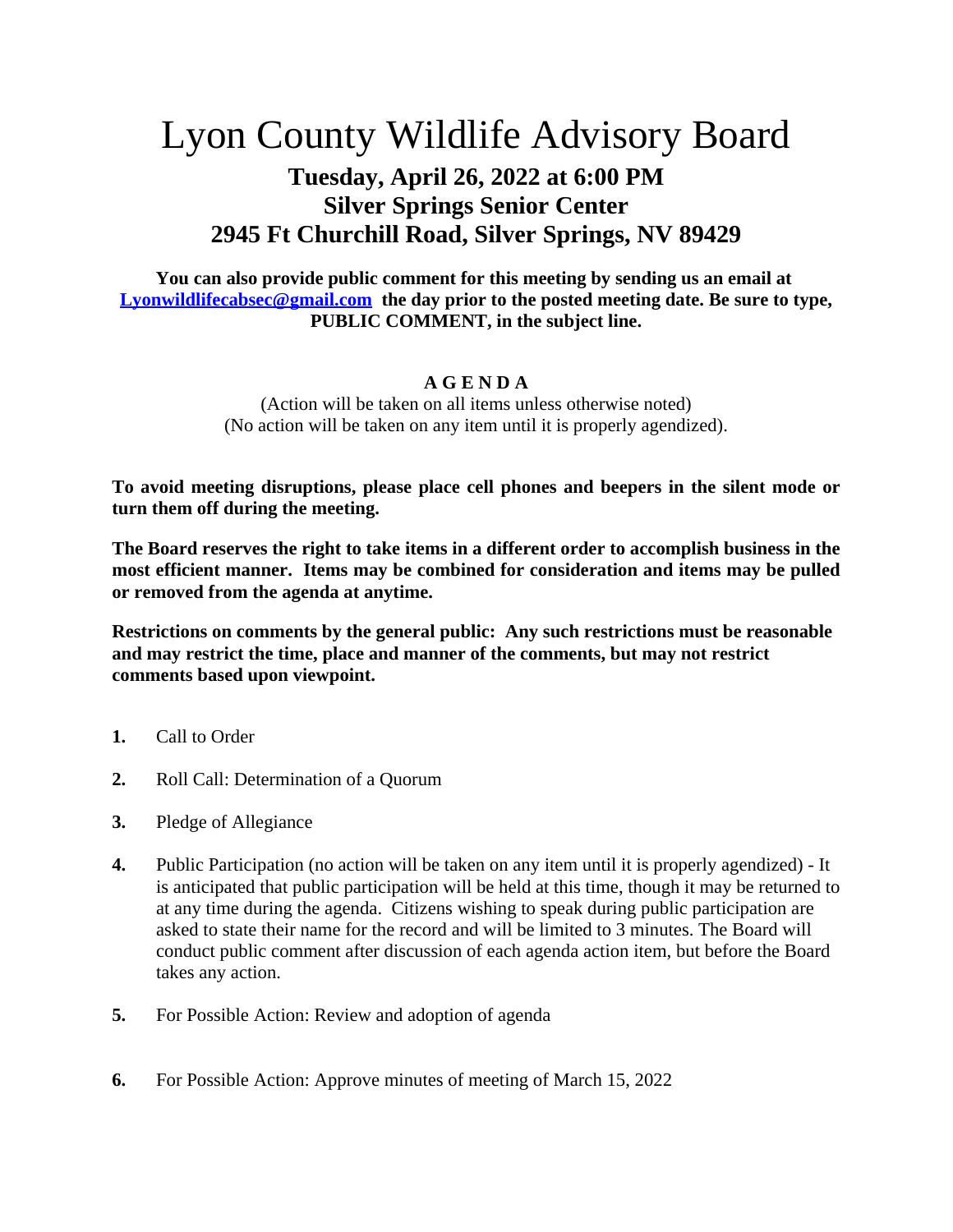# Lyon County Wildlife Advisory Board

## Tuesday, April 26, 2022 at 6:00 PM
## Silver Springs Senior Center
## 2945 Ft Churchill Road, Silver Springs, NV 89429

**You can also provide public comment for this meeting by sending us an email at [Lyonwildlifecabsec@gmail.com](mailto:Lyonwildlifecabsec@gmail.com) the day prior to the posted meeting date. Be sure to type, PUBLIC COMMENT, in the subject line.**

**A G E N D A**

(Action will be taken on all items unless otherwise noted)
(No action will be taken on any item until it is properly agendized).

**To avoid meeting disruptions, please place cell phones and beepers in the silent mode or turn them off during the meeting.**

**The Board reserves the right to take items in a different order to accomplish business in the most efficient manner. Items may be combined for consideration and items may be pulled or removed from the agenda at anytime.**

**Restrictions on comments by the general public: Any such restrictions must be reasonable and may restrict the time, place and manner of the comments, but may not restrict comments based upon viewpoint.**

**1.** Call to Order

**2.** Roll Call: Determination of a Quorum

**3.** Pledge of Allegiance

**4.** Public Participation (no action will be taken on any item until it is properly agendized) - It is anticipated that public participation will be held at this time, though it may be returned to at any time during the agenda. Citizens wishing to speak during public participation are asked to state their name for the record and will be limited to 3 minutes. The Board will conduct public comment after discussion of each agenda action item, but before the Board takes any action.

**5.** For Possible Action: Review and adoption of agenda

**6.** For Possible Action: Approve minutes of meeting of March 15, 2022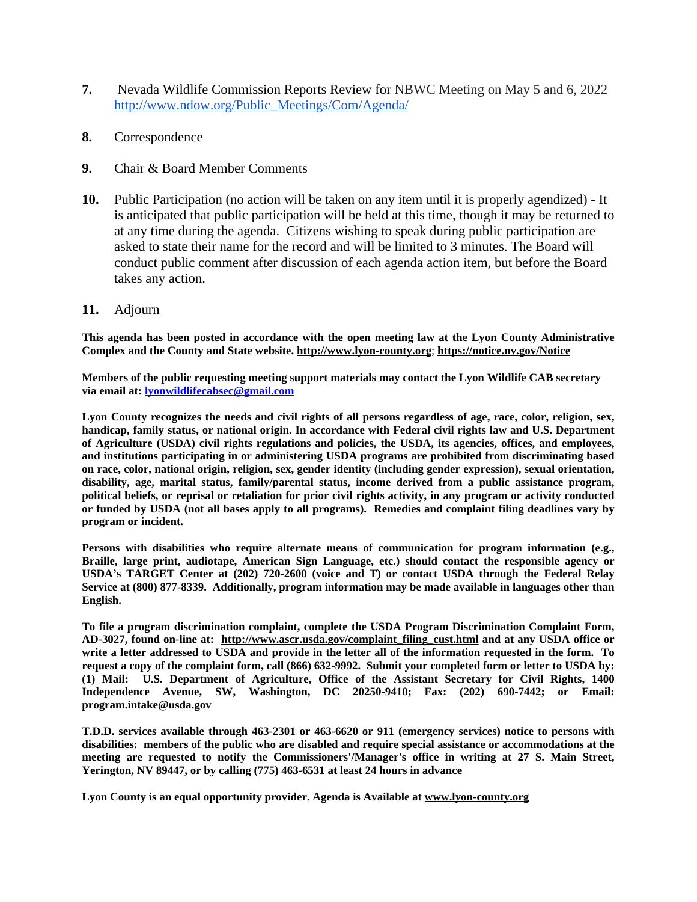7. Nevada Wildlife Commission Reports Review for NBWC Meeting on May 5 and 6, 2022 http://www.ndow.org/Public_Meetings/Com/Agenda/

8. Correspondence

9. Chair & Board Member Comments

10. Public Participation (no action will be taken on any item until it is properly agendized) - It is anticipated that public participation will be held at this time, though it may be returned to at any time during the agenda. Citizens wishing to speak during public participation are asked to state their name for the record and will be limited to 3 minutes. The Board will conduct public comment after discussion of each agenda action item, but before the Board takes any action.

11. Adjourn

**This agenda has been posted in accordance with the open meeting law at the Lyon County Administrative Complex and the County and State website. http://www.lyon-county.org; https://notice.nv.gov/Notice**

**Members of the public requesting meeting support materials may contact the Lyon Wildlife CAB secretary via email at: lyonwildlifecabsec@gmail.com**

**Lyon County recognizes the needs and civil rights of all persons regardless of age, race, color, religion, sex, handicap, family status, or national origin. In accordance with Federal civil rights law and U.S. Department of Agriculture (USDA) civil rights regulations and policies, the USDA, its agencies, offices, and employees, and institutions participating in or administering USDA programs are prohibited from discriminating based on race, color, national origin, religion, sex, gender identity (including gender expression), sexual orientation, disability, age, marital status, family/parental status, income derived from a public assistance program, political beliefs, or reprisal or retaliation for prior civil rights activity, in any program or activity conducted or funded by USDA (not all bases apply to all programs). Remedies and complaint filing deadlines vary by program or incident.**

**Persons with disabilities who require alternate means of communication for program information (e.g., Braille, large print, audiotape, American Sign Language, etc.) should contact the responsible agency or USDA's TARGET Center at (202) 720-2600 (voice and T) or contact USDA through the Federal Relay Service at (800) 877-8339. Additionally, program information may be made available in languages other than English.**

**To file a program discrimination complaint, complete the USDA Program Discrimination Complaint Form, AD-3027, found on-line at: http://www.ascr.usda.gov/complaint_filing_cust.html and at any USDA office or write a letter addressed to USDA and provide in the letter all of the information requested in the form. To request a copy of the complaint form, call (866) 632-9992. Submit your completed form or letter to USDA by: (1) Mail: U.S. Department of Agriculture, Office of the Assistant Secretary for Civil Rights, 1400 Independence Avenue, SW, Washington, DC 20250-9410; Fax: (202) 690-7442; or Email: program.intake@usda.gov**

**T.D.D. services available through 463-2301 or 463-6620 or 911 (emergency services) notice to persons with disabilities: members of the public who are disabled and require special assistance or accommodations at the meeting are requested to notify the Commissioners'/Manager's office in writing at 27 S. Main Street, Yerington, NV 89447, or by calling (775) 463-6531 at least 24 hours in advance**

**Lyon County is an equal opportunity provider. Agenda is Available at www.lyon-county.org**